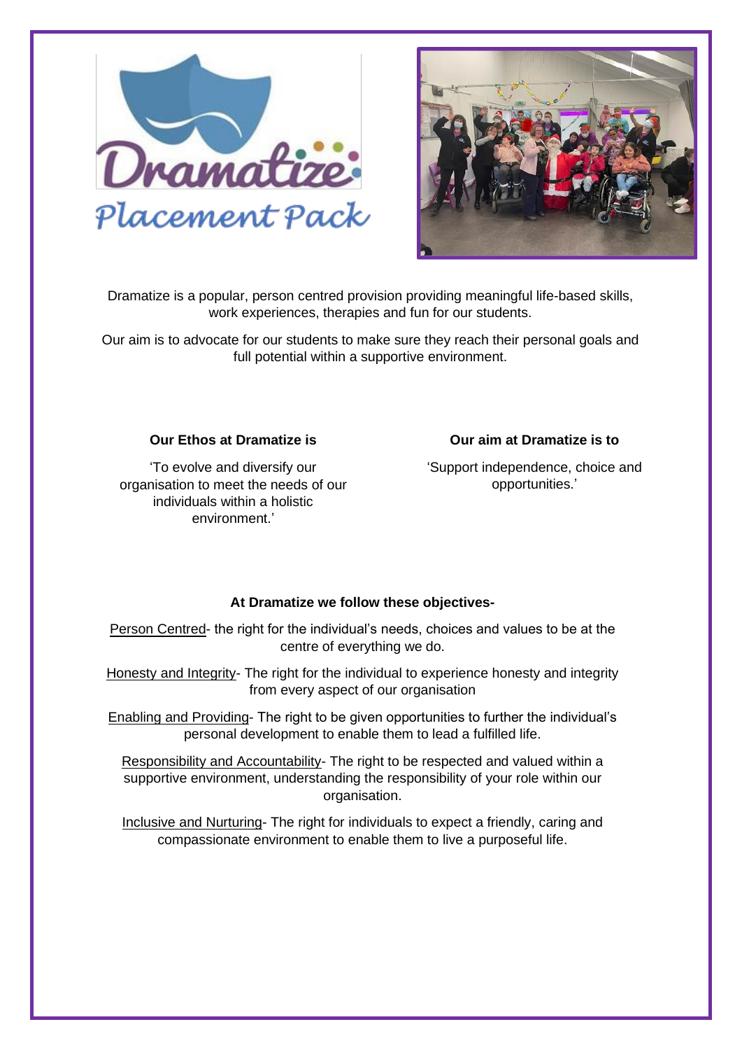# Dramatize

## Placement Pack

Dramatize is a popular, person centred provision providing meaningful life-based skills, work experiences, therapies and fun for our students.

Our aim is to advocate for our students to make sure they reach their personal goals and full potential within a supportive environment.

**Our Ethos at Dramatize is**

'To evolve and diversify our organisation to meet the needs of our individuals within a holistic environment.'

**Our aim at Dramatize is to**

'Support independence, choice and opportunities.'

**At Dramatize we follow these objectives-**

Person Centred- the right for the individual's needs, choices and values to be at the centre of everything we do.

Honesty and Integrity- The right for the individual to experience honesty and integrity from every aspect of our organisation

Enabling and Providing- The right to be given opportunities to further the individual's personal development to enable them to lead a fulfilled life.

Responsibility and Accountability- The right to be respected and valued within a supportive environment, understanding the responsibility of your role within our organisation.

Inclusive and Nurturing- The right for individuals to expect a friendly, caring and compassionate environment to enable them to live a purposeful life.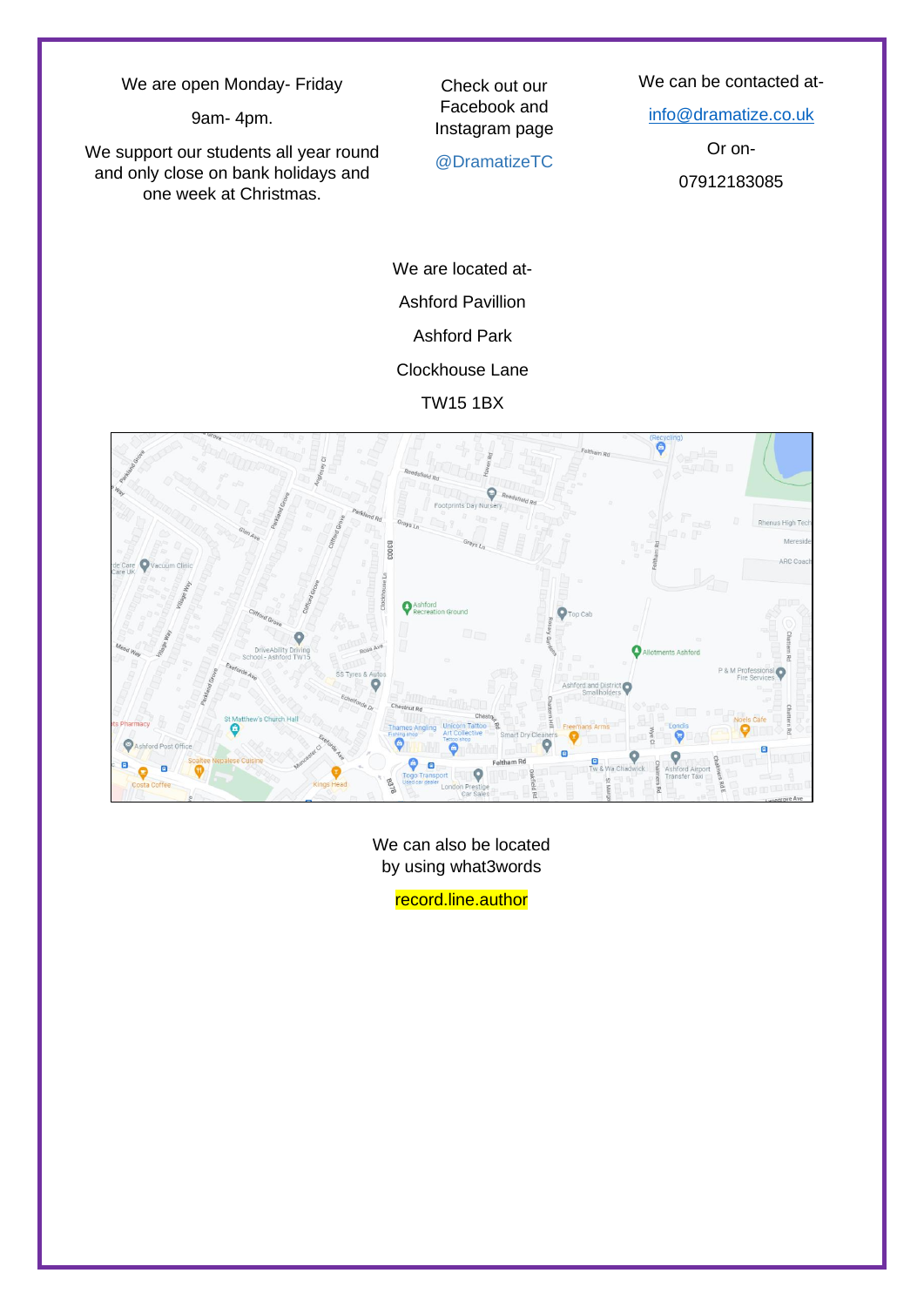We are open Monday- Friday

9am- 4pm.

We support our students all year round and only close on bank holidays and one week at Christmas.

Check out our Facebook and Instagram page

@DramatizeTC

We can be contacted at-

info@dramatize.co.uk

Or on-

07912183085

We are located at-

Ashford Pavillion

Ashford Park

Clockhouse Lane

TW15 1BX

We can also be located by using what3words

record.line.author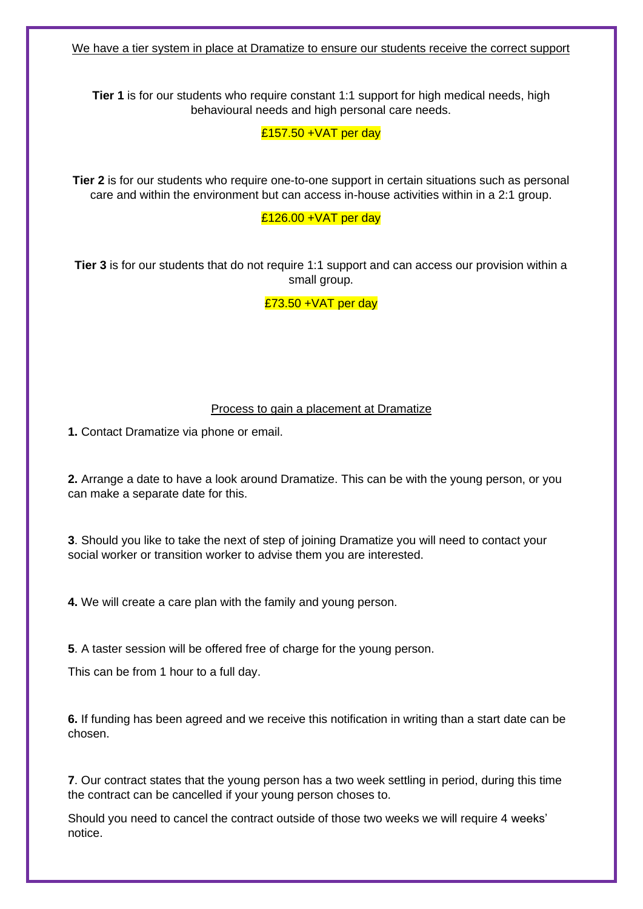We have a tier system in place at Dramatize to ensure our students receive the correct support

**Tier 1** is for our students who require constant 1:1 support for high medical needs, high behavioural needs and high personal care needs.

£157.50 +VAT per day

**Tier 2** is for our students who require one-to-one support in certain situations such as personal care and within the environment but can access in-house activities within in a 2:1 group.

£126.00 +VAT per day

**Tier 3** is for our students that do not require 1:1 support and can access our provision within a small group.

£73.50 +VAT per day

Process to gain a placement at Dramatize

**1.** Contact Dramatize via phone or email.

**2.** Arrange a date to have a look around Dramatize. This can be with the young person, or you can make a separate date for this.

**3**. Should you like to take the next of step of joining Dramatize you will need to contact your social worker or transition worker to advise them you are interested.

**4.** We will create a care plan with the family and young person.

**5**. A taster session will be offered free of charge for the young person.

This can be from 1 hour to a full day.

**6.** If funding has been agreed and we receive this notification in writing than a start date can be chosen.

**7**. Our contract states that the young person has a two week settling in period, during this time the contract can be cancelled if your young person choses to.

Should you need to cancel the contract outside of those two weeks we will require 4 weeks' notice.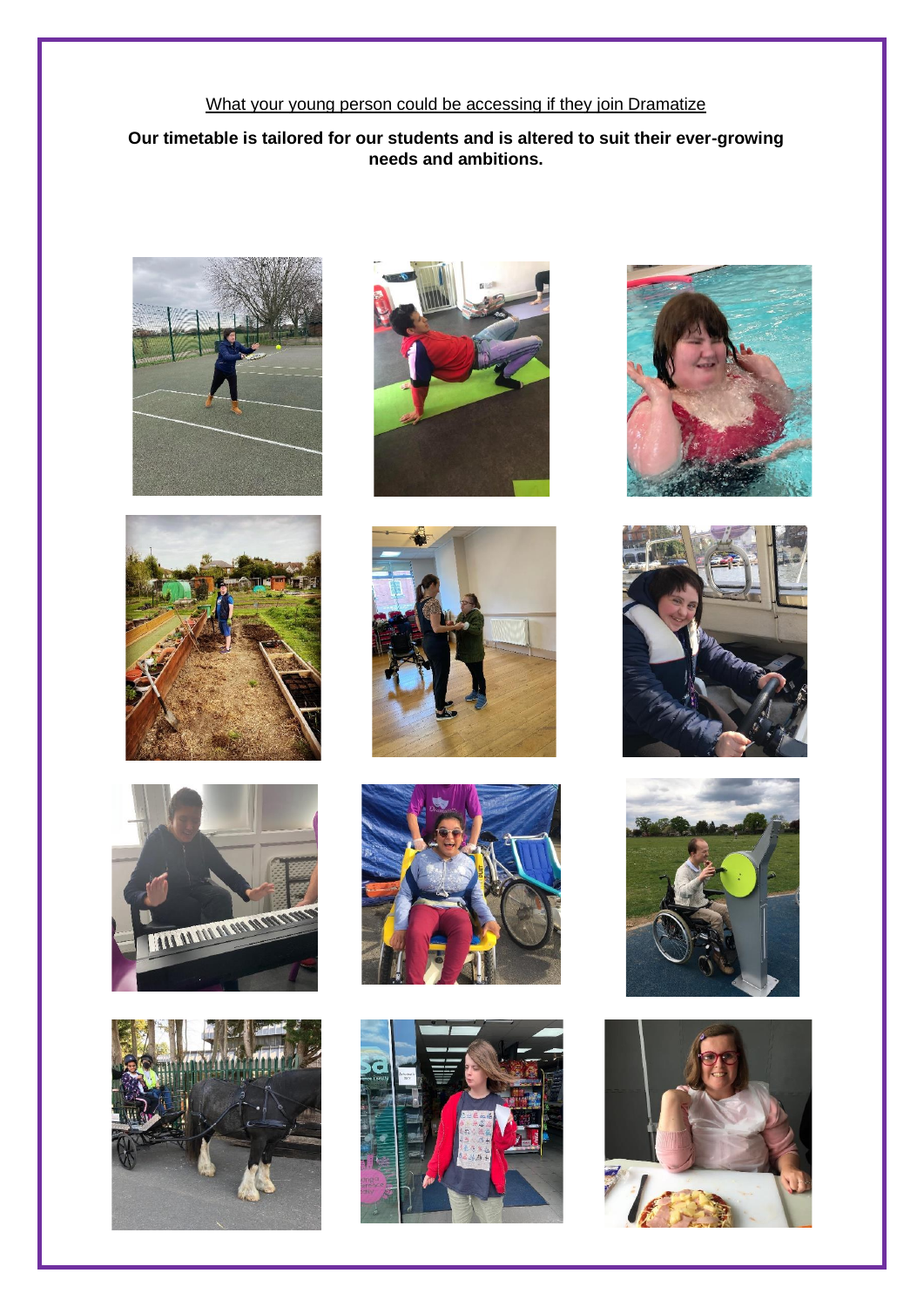What your young person could be accessing if they join Dramatize

**Our timetable is tailored for our students and is altered to suit their ever-growing needs and ambitions.**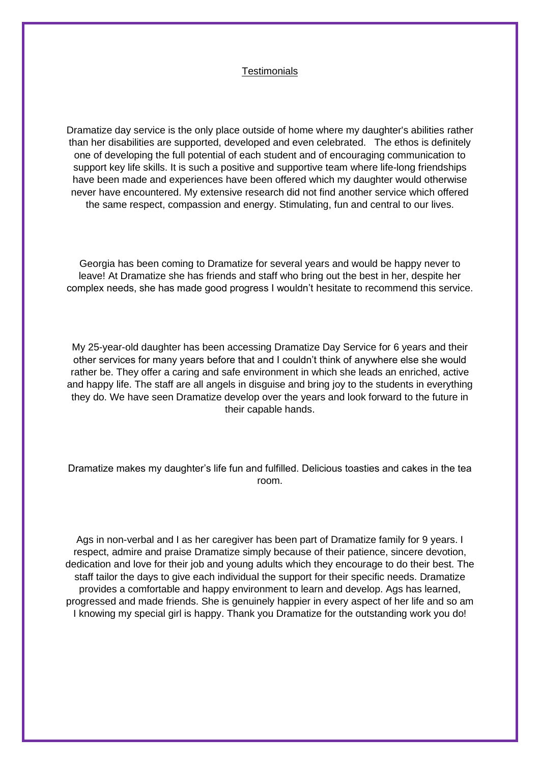## Testimonials

Dramatize day service is the only place outside of home where my daughter's abilities rather than her disabilities are supported, developed and even celebrated. The ethos is definitely one of developing the full potential of each student and of encouraging communication to support key life skills. It is such a positive and supportive team where life-long friendships have been made and experiences have been offered which my daughter would otherwise never have encountered. My extensive research did not find another service which offered the same respect, compassion and energy. Stimulating, fun and central to our lives.

Georgia has been coming to Dramatize for several years and would be happy never to leave! At Dramatize she has friends and staff who bring out the best in her, despite her complex needs, she has made good progress I wouldn't hesitate to recommend this service.

My 25-year-old daughter has been accessing Dramatize Day Service for 6 years and their other services for many years before that and I couldn't think of anywhere else she would rather be. They offer a caring and safe environment in which she leads an enriched, active and happy life. The staff are all angels in disguise and bring joy to the students in everything they do. We have seen Dramatize develop over the years and look forward to the future in their capable hands.

Dramatize makes my daughter's life fun and fulfilled. Delicious toasties and cakes in the tea room.

Ags in non-verbal and I as her caregiver has been part of Dramatize family for 9 years. I respect, admire and praise Dramatize simply because of their patience, sincere devotion, dedication and love for their job and young adults which they encourage to do their best. The staff tailor the days to give each individual the support for their specific needs. Dramatize provides a comfortable and happy environment to learn and develop. Ags has learned, progressed and made friends. She is genuinely happier in every aspect of her life and so am I knowing my special girl is happy. Thank you Dramatize for the outstanding work you do!